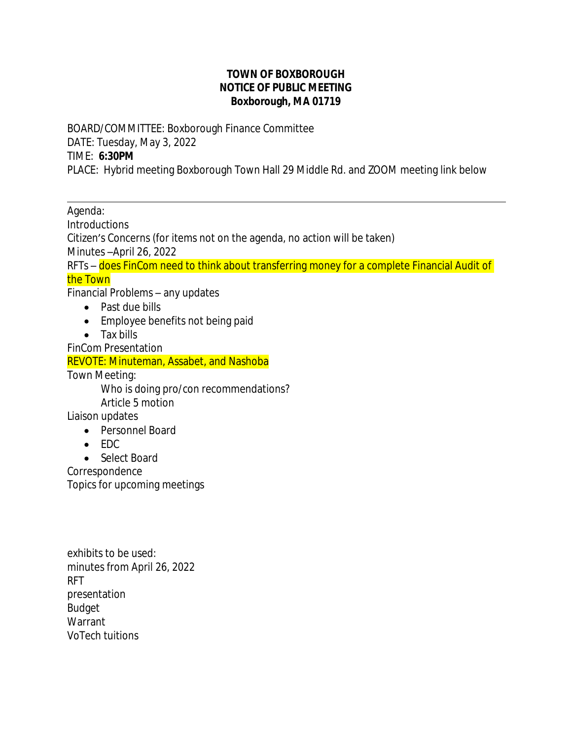**TOWN OF BOXBOROUGH**
**NOTICE OF PUBLIC MEETING**
**Boxborough, MA 01719**

BOARD/COMMITTEE: Boxborough Finance Committee
DATE: Tuesday, May 3, 2022
TIME: **6:30PM**
PLACE: Hybrid meeting Boxborough Town Hall 29 Middle Rd. and ZOOM meeting link below

---

Agenda:
Introductions
Citizen's Concerns (for items not on the agenda, no action will be taken)
Minutes –April 26, 2022
RFTs – does FinCom need to think about transferring money for a complete Financial Audit of the Town
Financial Problems – any updates

- Past due bills
- Employee benefits not being paid
- Tax bills

FinCom Presentation
REVOTE: Minuteman, Assabet, and Nashoba
Town Meeting:
Who is doing pro/con recommendations?
Article 5 motion
Liaison updates

- Personnel Board
- EDC
- Select Board

Correspondence
Topics for upcoming meetings

exhibits to be used:
minutes from April 26, 2022
RFT
presentation
Budget
Warrant
VoTech tuitions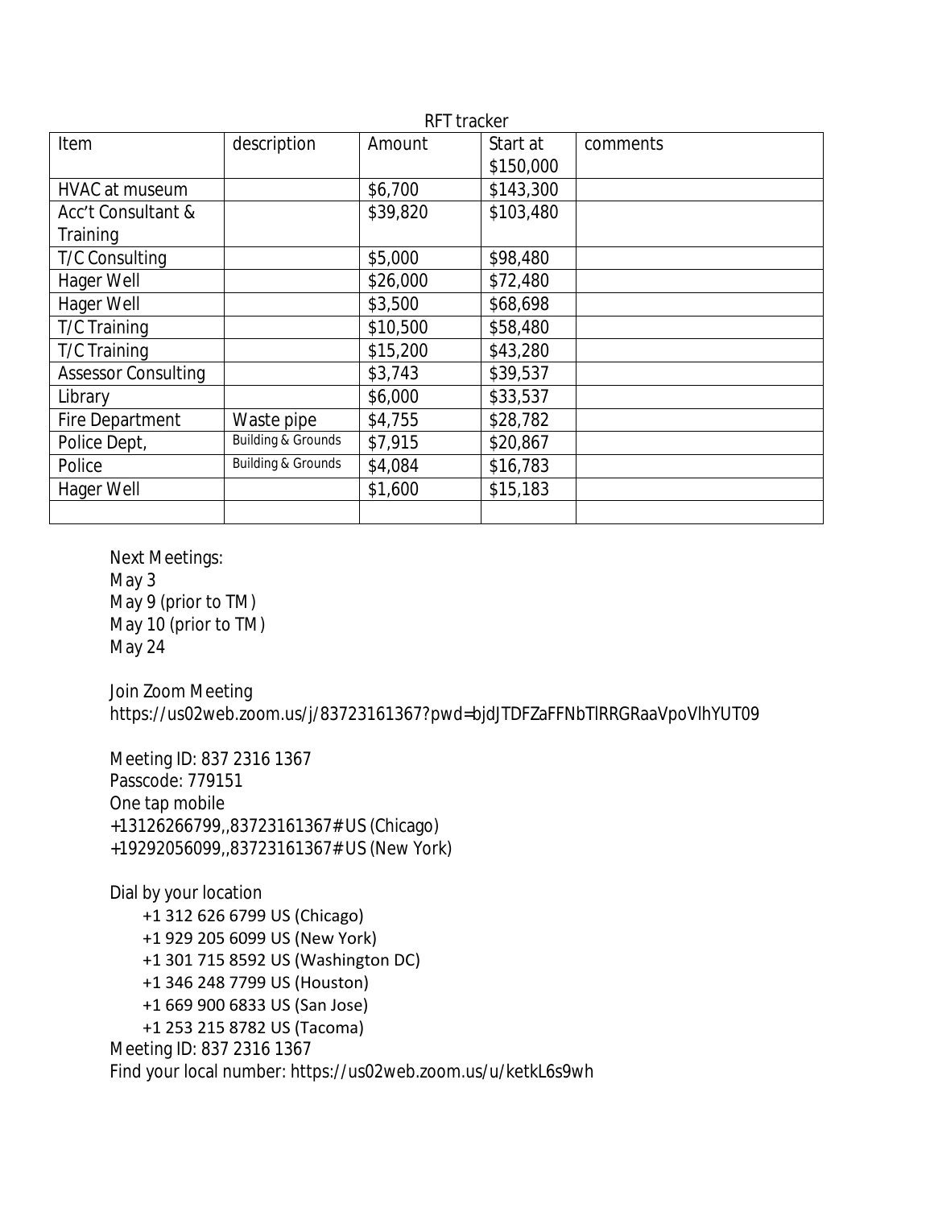RFT tracker

| Item | description | Amount | Start at $150,000 | comments |
|---|---|---|---|---|
| HVAC at museum | | $6,700 | $143,300 | |
| Acc't Consultant & Training | | $39,820 | $103,480 | |
| T/C Consulting | | $5,000 | $98,480 | |
| Hager Well | | $26,000 | $72,480 | |
| Hager Well | | $3,500 | $68,698 | |
| T/C Training | | $10,500 | $58,480 | |
| T/C Training | | $15,200 | $43,280 | |
| Assessor Consulting | | $3,743 | $39,537 | |
| Library | | $6,000 | $33,537 | |
| Fire Department | Waste pipe | $4,755 | $28,782 | |
| Police Dept, | Building & Grounds | $7,915 | $20,867 | |
| Police | Building & Grounds | $4,084 | $16,783 | |
| Hager Well | | $1,600 | $15,183 | |
| | | | | |

Next Meetings:
May 3
May 9 (prior to TM)
May 10 (prior to TM)
May 24

Join Zoom Meeting
https://us02web.zoom.us/j/83723161367?pwd=bjdJTDFZaFFNbTlRRGRaaVpoVlhYUT09

Meeting ID: 837 2316 1367
Passcode: 779151
One tap mobile
+13126266799,,83723161367# US (Chicago)
+19292056099,,83723161367# US (New York)

Dial by your location
+1 312 626 6799 US (Chicago)
+1 929 205 6099 US (New York)
+1 301 715 8592 US (Washington DC)
+1 346 248 7799 US (Houston)
+1 669 900 6833 US (San Jose)
+1 253 215 8782 US (Tacoma)
Meeting ID: 837 2316 1367
Find your local number: https://us02web.zoom.us/u/ketkL6s9wh